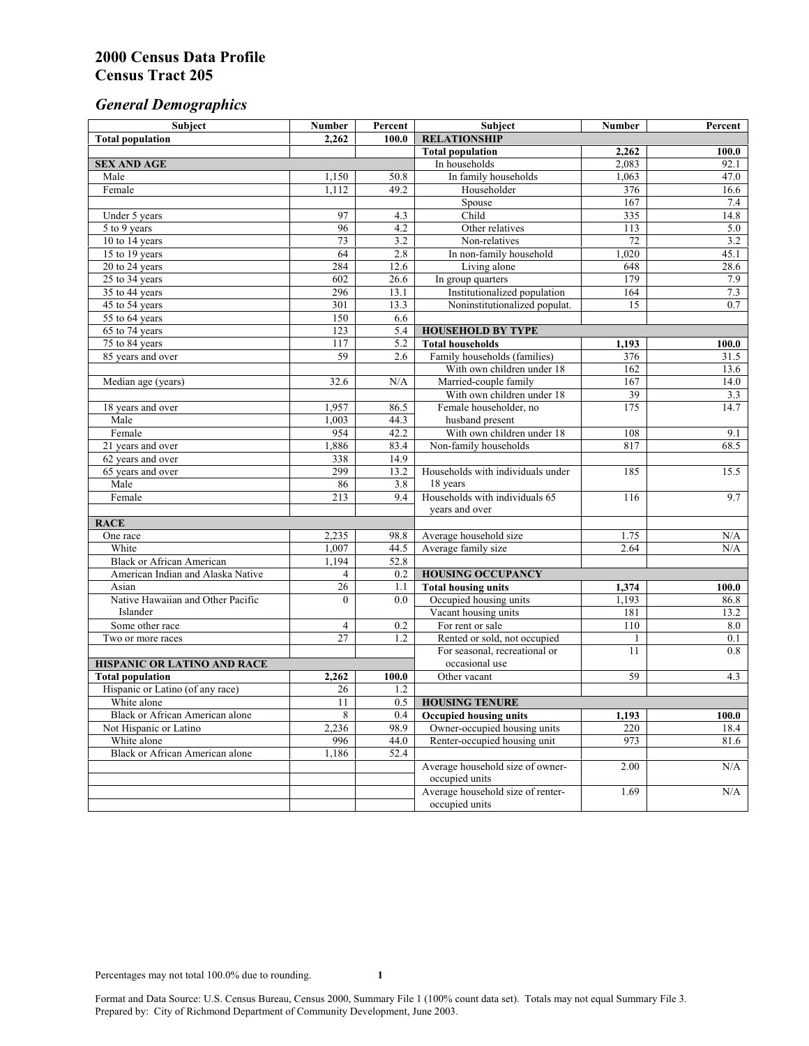# 2000 Census Data Profile
# Census Tract 205

## *General Demographics*

| Subject | Number | Percent | Subject | Number | Percent |
|---|---|---|---|---|---|
| **Total population** | **2,262** | **100.0** | **RELATIONSHIP** | | |
| | | | **Total population** | **2,262** | **100.0** |
| **SEX AND AGE** | | | In households | 2,083 | 92.1 |
| Male | 1,150 | 50.8 | In family households | 1,063 | 47.0 |
| Female | 1,112 | 49.2 | Householder | 376 | 16.6 |
| | | | Spouse | 167 | 7.4 |
| Under 5 years | 97 | 4.3 | Child | 335 | 14.8 |
| 5 to 9 years | 96 | 4.2 | Other relatives | 113 | 5.0 |
| 10 to 14 years | 73 | 3.2 | Non-relatives | 72 | 3.2 |
| 15 to 19 years | 64 | 2.8 | In non-family household | 1,020 | 45.1 |
| 20 to 24 years | 284 | 12.6 | Living alone | 648 | 28.6 |
| 25 to 34 years | 602 | 26.6 | In group quarters | 179 | 7.9 |
| 35 to 44 years | 296 | 13.1 | Institutionalized population | 164 | 7.3 |
| 45 to 54 years | 301 | 13.3 | Noninstitutionalized populat. | 15 | 0.7 |
| 55 to 64 years | 150 | 6.6 | | | |
| 65 to 74 years | 123 | 5.4 | **HOUSEHOLD BY TYPE** | | |
| 75 to 84 years | 117 | 5.2 | **Total households** | **1,193** | **100.0** |
| 85 years and over | 59 | 2.6 | Family households (families) | 376 | 31.5 |
| | | | With own children under 18 | 162 | 13.6 |
| Median age (years) | 32.6 | N/A | Married-couple family | 167 | 14.0 |
| | | | With own children under 18 | 39 | 3.3 |
| 18 years and over | 1,957 | 86.5 | Female householder, no husband present | 175 | 14.7 |
| Male | 1,003 | 44.3 | | | |
| Female | 954 | 42.2 | With own children under 18 | 108 | 9.1 |
| 21 years and over | 1,886 | 83.4 | Non-family households | 817 | 68.5 |
| 62 years and over | 338 | 14.9 | | | |
| 65 years and over | 299 | 13.2 | Households with individuals under 18 years | 185 | 15.5 |
| Male | 86 | 3.8 | | | |
| Female | 213 | 9.4 | Households with individuals 65 years and over | 116 | 9.7 |
| **RACE** | | | | | |
| One race | 2,235 | 98.8 | Average household size | 1.75 | N/A |
| White | 1,007 | 44.5 | Average family size | 2.64 | N/A |
| Black or African American | 1,194 | 52.8 | | | |
| American Indian and Alaska Native | 4 | 0.2 | **HOUSING OCCUPANCY** | | |
| Asian | 26 | 1.1 | **Total housing units** | **1,374** | **100.0** |
| Native Hawaiian and Other Pacific Islander | 0 | 0.0 | Occupied housing units | 1,193 | 86.8 |
| | | | Vacant housing units | 181 | 13.2 |
| Some other race | 4 | 0.2 | For rent or sale | 110 | 8.0 |
| Two or more races | 27 | 1.2 | Rented or sold, not occupied | 1 | 0.1 |
| | | | For seasonal, recreational or occasional use | 11 | 0.8 |
| **HISPANIC OR LATINO AND RACE** | | | | | |
| **Total population** | **2,262** | **100.0** | Other vacant | 59 | 4.3 |
| Hispanic or Latino (of any race) | 26 | 1.2 | | | |
| White alone | 11 | 0.5 | **HOUSING TENURE** | | |
| Black or African American alone | 8 | 0.4 | **Occupied housing units** | **1,193** | **100.0** |
| Not Hispanic or Latino | 2,236 | 98.9 | Owner-occupied housing units | 220 | 18.4 |
| White alone | 996 | 44.0 | Renter-occupied housing unit | 973 | 81.6 |
| Black or African American alone | 1,186 | 52.4 | | | |
| | | | Average household size of owner-occupied units | 2.00 | N/A |
| | | | Average household size of renter-occupied units | 1.69 | N/A |

Percentages may not total 100.0% due to rounding.

Format and Data Source: U.S. Census Bureau, Census 2000, Summary File 1 (100% count data set). Totals may not equal Summary File 3.
Prepared by: City of Richmond Department of Community Development, June 2003.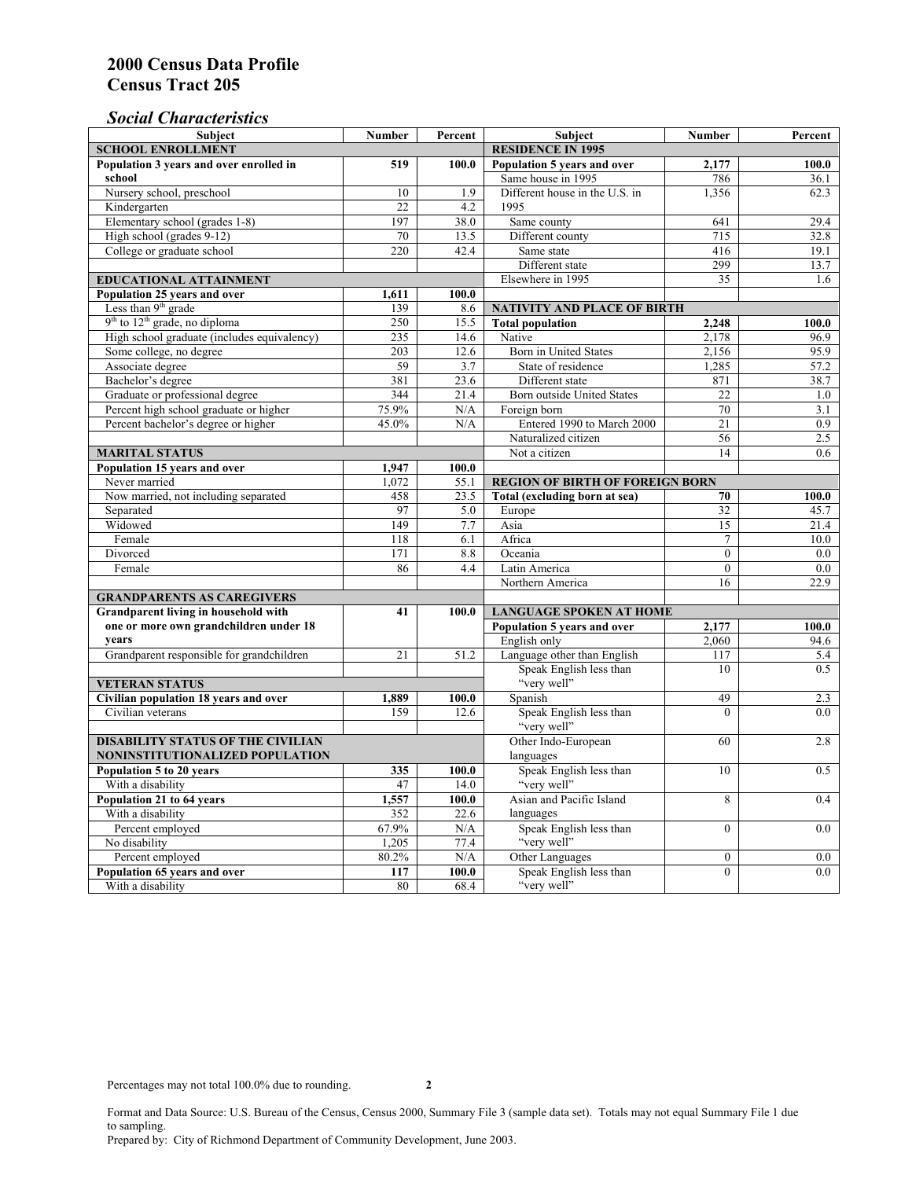## 2000 Census Data Profile
## Census Tract 205

### *Social Characteristics*

| Subject | Number | Percent |
|---|---|---|
| **SCHOOL ENROLLMENT** | | |
| **Population 3 years and over enrolled in school** | **519** | **100.0** |
| Nursery school, preschool | 10 | 1.9 |
| Kindergarten | 22 | 4.2 |
| Elementary school (grades 1-8) | 197 | 38.0 |
| High school (grades 9-12) | 70 | 13.5 |
| College or graduate school | 220 | 42.4 |
| **EDUCATIONAL ATTAINMENT** | | |
| **Population 25 years and over** | **1,611** | **100.0** |
| Less than 9th grade | 139 | 8.6 |
| 9th to 12th grade, no diploma | 250 | 15.5 |
| High school graduate (includes equivalency) | 235 | 14.6 |
| Some college, no degree | 203 | 12.6 |
| Associate degree | 59 | 3.7 |
| Bachelor's degree | 381 | 23.6 |
| Graduate or professional degree | 344 | 21.4 |
| Percent high school graduate or higher | 75.9% | N/A |
| Percent bachelor's degree or higher | 45.0% | N/A |
| **MARITAL STATUS** | | |
| **Population 15 years and over** | **1,947** | **100.0** |
| Never married | 1,072 | 55.1 |
| Now married, not including separated | 458 | 23.5 |
| Separated | 97 | 5.0 |
| Widowed | 149 | 7.7 |
| Female | 118 | 6.1 |
| Divorced | 171 | 8.8 |
| Female | 86 | 4.4 |
| **GRANDPARENTS AS CAREGIVERS** | | |
| **Grandparent living in household with one or more own grandchildren under 18 years** | **41** | **100.0** |
| Grandparent responsible for grandchildren | 21 | 51.2 |
| **VETERAN STATUS** | | |
| **Civilian population 18 years and over** | **1,889** | **100.0** |
| Civilian veterans | 159 | 12.6 |
| **DISABILITY STATUS OF THE CIVILIAN NONINSTITUTIONALIZED POPULATION** | | |
| **Population 5 to 20 years** | **335** | **100.0** |
| With a disability | 47 | 14.0 |
| **Population 21 to 64 years** | **1,557** | **100.0** |
| With a disability | 352 | 22.6 |
| Percent employed | 67.9% | N/A |
| No disability | 1,205 | 77.4 |
| Percent employed | 80.2% | N/A |
| **Population 65 years and over** | **117** | **100.0** |
| With a disability | 80 | 68.4 |

| Subject | Number | Percent |
|---|---|---|
| **RESIDENCE IN 1995** | | |
| **Population 5 years and over** | **2,177** | **100.0** |
| Same house in 1995 | 786 | 36.1 |
| Different house in the U.S. in 1995 | 1,356 | 62.3 |
| Same county | 641 | 29.4 |
| Different county | 715 | 32.8 |
| Same state | 416 | 19.1 |
| Different state | 299 | 13.7 |
| Elsewhere in 1995 | 35 | 1.6 |
| **NATIVITY AND PLACE OF BIRTH** | | |
| **Total population** | **2,248** | **100.0** |
| Native | 2,178 | 96.9 |
| Born in United States | 2,156 | 95.9 |
| State of residence | 1,285 | 57.2 |
| Different state | 871 | 38.7 |
| Born outside United States | 22 | 1.0 |
| Foreign born | 70 | 3.1 |
| Entered 1990 to March 2000 | 21 | 0.9 |
| Naturalized citizen | 56 | 2.5 |
| Not a citizen | 14 | 0.6 |
| **REGION OF BIRTH OF FOREIGN BORN** | | |
| **Total (excluding born at sea)** | **70** | **100.0** |
| Europe | 32 | 45.7 |
| Asia | 15 | 21.4 |
| Africa | 7 | 10.0 |
| Oceania | 0 | 0.0 |
| Latin America | 0 | 0.0 |
| Northern America | 16 | 22.9 |
| **LANGUAGE SPOKEN AT HOME** | | |
| **Population 5 years and over** | **2,177** | **100.0** |
| English only | 2,060 | 94.6 |
| Language other than English | 117 | 5.4 |
| Speak English less than "very well" | 10 | 0.5 |
| Spanish | 49 | 2.3 |
| Speak English less than "very well" | 0 | 0.0 |
| Other Indo-European languages | 60 | 2.8 |
| Speak English less than "very well" | 10 | 0.5 |
| Asian and Pacific Island languages | 8 | 0.4 |
| Speak English less than "very well" | 0 | 0.0 |
| Other Languages | 0 | 0.0 |
| Speak English less than "very well" | 0 | 0.0 |

Percentages may not total 100.0% due to rounding.

Format and Data Source: U.S. Bureau of the Census, Census 2000, Summary File 3 (sample data set). Totals may not equal Summary File 1 due to sampling.
Prepared by: City of Richmond Department of Community Development, June 2003.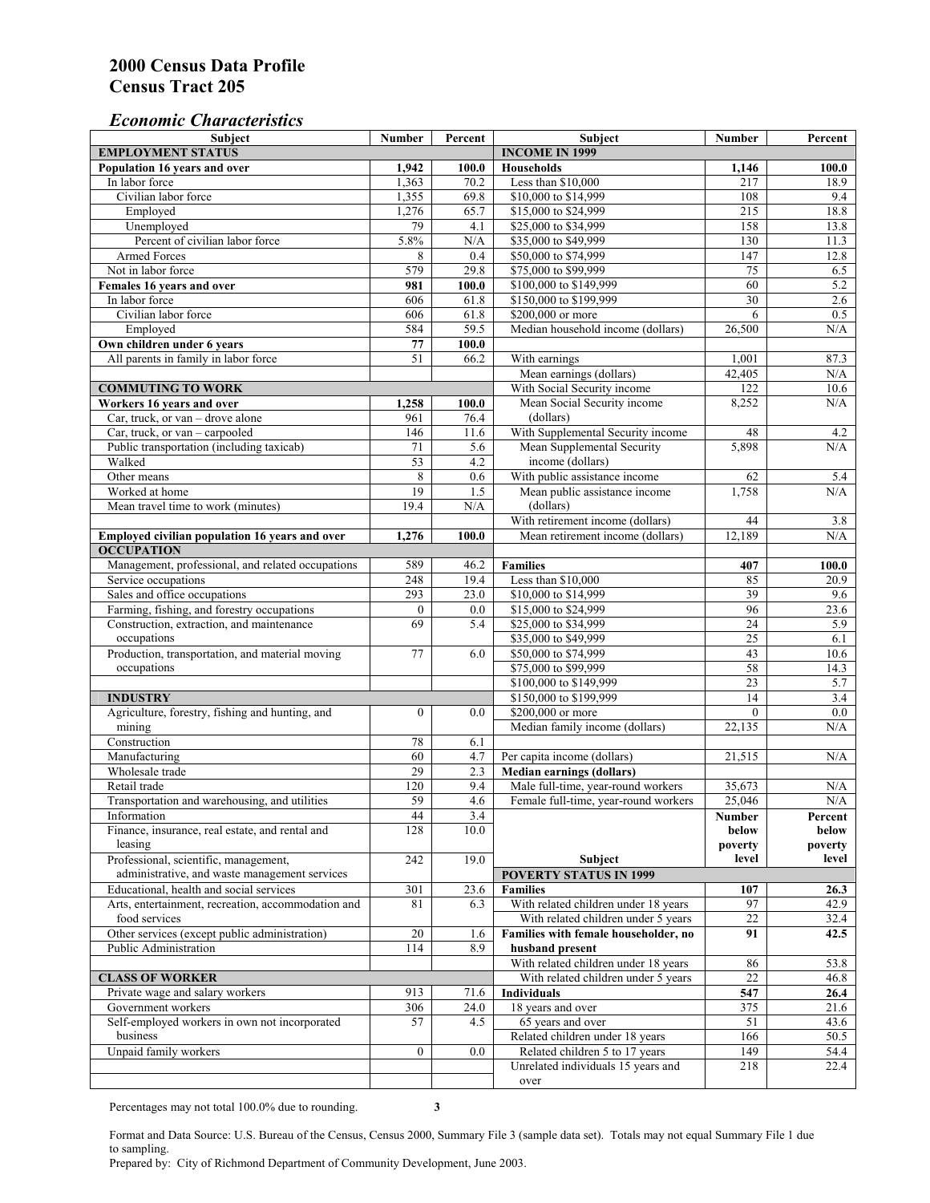# 2000 Census Data Profile
# Census Tract 205

## *Economic Characteristics*

| Subject | Number | Percent |
|---|---|---|
| **EMPLOYMENT STATUS** | | |
| **Population 16 years and over** | **1,942** | **100.0** |
| In labor force | 1,363 | 70.2 |
| Civilian labor force | 1,355 | 69.8 |
| Employed | 1,276 | 65.7 |
| Unemployed | 79 | 4.1 |
| Percent of civilian labor force | 5.8% | N/A |
| Armed Forces | 8 | 0.4 |
| Not in labor force | 579 | 29.8 |
| **Females 16 years and over** | **981** | **100.0** |
| In labor force | 606 | 61.8 |
| Civilian labor force | 606 | 61.8 |
| Employed | 584 | 59.5 |
| **Own children under 6 years** | **77** | **100.0** |
| All parents in family in labor force | 51 | 66.2 |
| **COMMUTING TO WORK** | | |
| **Workers 16 years and over** | **1,258** | **100.0** |
| Car, truck, or van – drove alone | 961 | 76.4 |
| Car, truck, or van – carpooled | 146 | 11.6 |
| Public transportation (including taxicab) | 71 | 5.6 |
| Walked | 53 | 4.2 |
| Other means | 8 | 0.6 |
| Worked at home | 19 | 1.5 |
| Mean travel time to work (minutes) | 19.4 | N/A |
| **Employed civilian population 16 years and over** | **1,276** | **100.0** |
| **OCCUPATION** | | |
| Management, professional, and related occupations | 589 | 46.2 |
| Service occupations | 248 | 19.4 |
| Sales and office occupations | 293 | 23.0 |
| Farming, fishing, and forestry occupations | 0 | 0.0 |
| Construction, extraction, and maintenance occupations | 69 | 5.4 |
| Production, transportation, and material moving occupations | 77 | 6.0 |
| **INDUSTRY** | | |
| Agriculture, forestry, fishing and hunting, and mining | 0 | 0.0 |
| Construction | 78 | 6.1 |
| Manufacturing | 60 | 4.7 |
| Wholesale trade | 29 | 2.3 |
| Retail trade | 120 | 9.4 |
| Transportation and warehousing, and utilities | 59 | 4.6 |
| Information | 44 | 3.4 |
| Finance, insurance, real estate, and rental and leasing | 128 | 10.0 |
| Professional, scientific, management, administrative, and waste management services | 242 | 19.0 |
| Educational, health and social services | 301 | 23.6 |
| Arts, entertainment, recreation, accommodation and food services | 81 | 6.3 |
| Other services (except public administration) | 20 | 1.6 |
| Public Administration | 114 | 8.9 |
| **CLASS OF WORKER** | | |
| Private wage and salary workers | 913 | 71.6 |
| Government workers | 306 | 24.0 |
| Self-employed workers in own not incorporated business | 57 | 4.5 |
| Unpaid family workers | 0 | 0.0 |

| Subject | Number | Percent |
|---|---|---|
| **INCOME IN 1999** | | |
| **Households** | **1,146** | **100.0** |
| Less than $10,000 | 217 | 18.9 |
| $10,000 to $14,999 | 108 | 9.4 |
| $15,000 to $24,999 | 215 | 18.8 |
| $25,000 to $34,999 | 158 | 13.8 |
| $35,000 to $49,999 | 130 | 11.3 |
| $50,000 to $74,999 | 147 | 12.8 |
| $75,000 to $99,999 | 75 | 6.5 |
| $100,000 to $149,999 | 60 | 5.2 |
| $150,000 to $199,999 | 30 | 2.6 |
| $200,000 or more | 6 | 0.5 |
| Median household income (dollars) | 26,500 | N/A |
| With earnings | 1,001 | 87.3 |
| Mean earnings (dollars) | 42,405 | N/A |
| With Social Security income | 122 | 10.6 |
| Mean Social Security income (dollars) | 8,252 | N/A |
| With Supplemental Security income | 48 | 4.2 |
| Mean Supplemental Security income (dollars) | 5,898 | N/A |
| With public assistance income | 62 | 5.4 |
| Mean public assistance income (dollars) | 1,758 | N/A |
| With retirement income (dollars) | 44 | 3.8 |
| Mean retirement income (dollars) | 12,189 | N/A |
| **Families** | **407** | **100.0** |
| Less than $10,000 | 85 | 20.9 |
| $10,000 to $14,999 | 39 | 9.6 |
| $15,000 to $24,999 | 96 | 23.6 |
| $25,000 to $34,999 | 24 | 5.9 |
| $35,000 to $49,999 | 25 | 6.1 |
| $50,000 to $74,999 | 43 | 10.6 |
| $75,000 to $99,999 | 58 | 14.3 |
| $100,000 to $149,999 | 23 | 5.7 |
| $150,000 to $199,999 | 14 | 3.4 |
| $200,000 or more | 0 | 0.0 |
| Median family income (dollars) | 22,135 | N/A |
| Per capita income (dollars) | 21,515 | N/A |
| **Median earnings (dollars)** | | |
| Male full-time, year-round workers | 35,673 | N/A |
| Female full-time, year-round workers | 25,046 | N/A |

| Subject | Number below poverty level | Percent below poverty level |
|---|---|---|
| **POVERTY STATUS IN 1999** | | |
| **Families** | **107** | **26.3** |
| With related children under 18 years | 97 | 42.9 |
| With related children under 5 years | 22 | 32.4 |
| **Families with female householder, no husband present** | **91** | **42.5** |
| With related children under 18 years | 86 | 53.8 |
| With related children under 5 years | 22 | 46.8 |
| **Individuals** | **547** | **26.4** |
| 18 years and over | 375 | 21.6 |
| 65 years and over | 51 | 43.6 |
| Related children under 18 years | 166 | 50.5 |
| Related children 5 to 17 years | 149 | 54.4 |
| Unrelated individuals 15 years and over | 218 | 22.4 |

Percentages may not total 100.0% due to rounding.

Format and Data Source: U.S. Bureau of the Census, Census 2000, Summary File 3 (sample data set). Totals may not equal Summary File 1 due to sampling.
Prepared by: City of Richmond Department of Community Development, June 2003.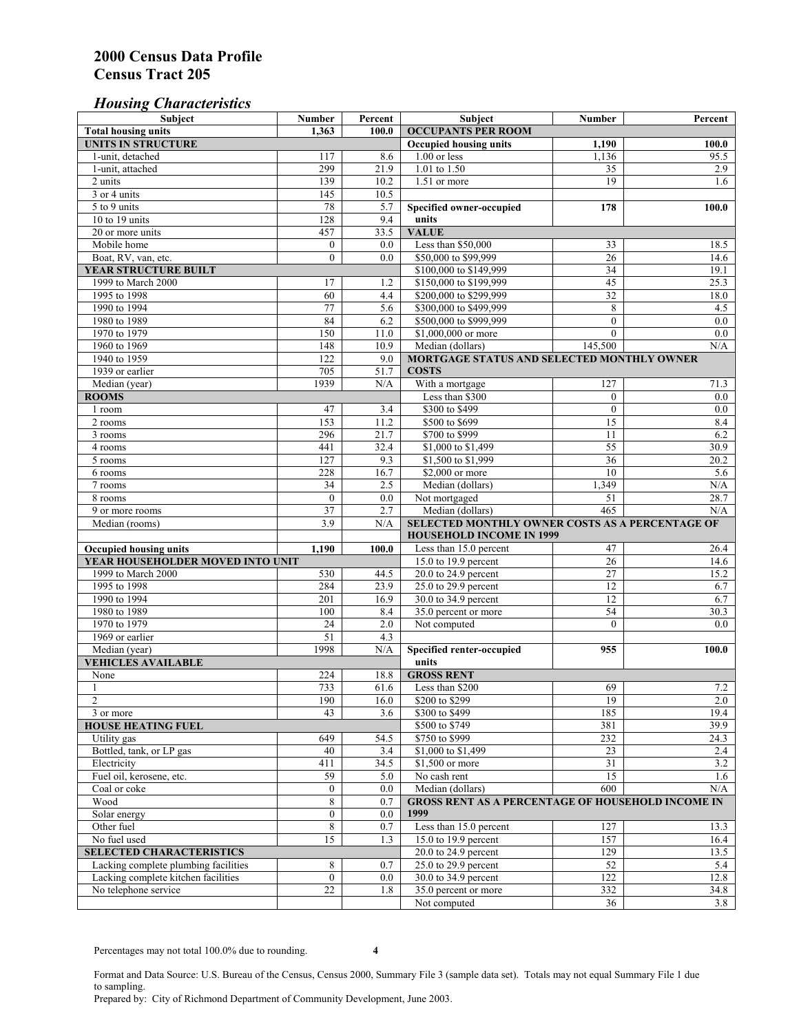# 2000 Census Data Profile
# Census Tract 205

## *Housing Characteristics*

| Subject | Number | Percent | Subject | Number | Percent |
|---|---|---|---|---|---|
| **Total housing units** | **1,363** | **100.0** | **OCCUPANTS PER ROOM** | | |
| **UNITS IN STRUCTURE** | | | **Occupied housing units** | **1,190** | **100.0** |
| 1-unit, detached | 117 | 8.6 | 1.00 or less | 1,136 | 95.5 |
| 1-unit, attached | 299 | 21.9 | 1.01 to 1.50 | 35 | 2.9 |
| 2 units | 139 | 10.2 | 1.51 or more | 19 | 1.6 |
| 3 or 4 units | 145 | 10.5 | | | |
| 5 to 9 units | 78 | 5.7 | **Specified owner-occupied units** | **178** | **100.0** |
| 10 to 19 units | 128 | 9.4 | | | |
| 20 or more units | 457 | 33.5 | **VALUE** | | |
| Mobile home | 0 | 0.0 | Less than $50,000 | 33 | 18.5 |
| Boat, RV, van, etc. | 0 | 0.0 | $50,000 to $99,999 | 26 | 14.6 |
| **YEAR STRUCTURE BUILT** | | | $100,000 to $149,999 | 34 | 19.1 |
| 1999 to March 2000 | 17 | 1.2 | $150,000 to $199,999 | 45 | 25.3 |
| 1995 to 1998 | 60 | 4.4 | $200,000 to $299,999 | 32 | 18.0 |
| 1990 to 1994 | 77 | 5.6 | $300,000 to $499,999 | 8 | 4.5 |
| 1980 to 1989 | 84 | 6.2 | $500,000 to $999,999 | 0 | 0.0 |
| 1970 to 1979 | 150 | 11.0 | $1,000,000 or more | 0 | 0.0 |
| 1960 to 1969 | 148 | 10.9 | Median (dollars) | 145,500 | N/A |
| 1940 to 1959 | 122 | 9.0 | **MORTGAGE STATUS AND SELECTED MONTHLY OWNER COSTS** | | |
| 1939 or earlier | 705 | 51.7 | | | |
| Median (year) | 1939 | N/A | With a mortgage | 127 | 71.3 |
| **ROOMS** | | | Less than $300 | 0 | 0.0 |
| 1 room | 47 | 3.4 | $300 to $499 | 0 | 0.0 |
| 2 rooms | 153 | 11.2 | $500 to $699 | 15 | 8.4 |
| 3 rooms | 296 | 21.7 | $700 to $999 | 11 | 6.2 |
| 4 rooms | 441 | 32.4 | $1,000 to $1,499 | 55 | 30.9 |
| 5 rooms | 127 | 9.3 | $1,500 to $1,999 | 36 | 20.2 |
| 6 rooms | 228 | 16.7 | $2,000 or more | 10 | 5.6 |
| 7 rooms | 34 | 2.5 | Median (dollars) | 1,349 | N/A |
| 8 rooms | 0 | 0.0 | Not mortgaged | 51 | 28.7 |
| 9 or more rooms | 37 | 2.7 | Median (dollars) | 465 | N/A |
| Median (rooms) | 3.9 | N/A | **SELECTED MONTHLY OWNER COSTS AS A PERCENTAGE OF HOUSEHOLD INCOME IN 1999** | | |
| | | | | | |
| **Occupied housing units** | **1,190** | **100.0** | Less than 15.0 percent | 47 | 26.4 |
| **YEAR HOUSEHOLDER MOVED INTO UNIT** | | | 15.0 to 19.9 percent | 26 | 14.6 |
| 1999 to March 2000 | 530 | 44.5 | 20.0 to 24.9 percent | 27 | 15.2 |
| 1995 to 1998 | 284 | 23.9 | 25.0 to 29.9 percent | 12 | 6.7 |
| 1990 to 1994 | 201 | 16.9 | 30.0 to 34.9 percent | 12 | 6.7 |
| 1980 to 1989 | 100 | 8.4 | 35.0 percent or more | 54 | 30.3 |
| 1970 to 1979 | 24 | 2.0 | Not computed | 0 | 0.0 |
| 1969 or earlier | 51 | 4.3 | | | |
| Median (year) | 1998 | N/A | **Specified renter-occupied units** | **955** | **100.0** |
| **VEHICLES AVAILABLE** | | | | | |
| None | 224 | 18.8 | **GROSS RENT** | | |
| 1 | 733 | 61.6 | Less than $200 | 69 | 7.2 |
| 2 | 190 | 16.0 | $200 to $299 | 19 | 2.0 |
| 3 or more | 43 | 3.6 | $300 to $499 | 185 | 19.4 |
| **HOUSE HEATING FUEL** | | | $500 to $749 | 381 | 39.9 |
| Utility gas | 649 | 54.5 | $750 to $999 | 232 | 24.3 |
| Bottled, tank, or LP gas | 40 | 3.4 | $1,000 to $1,499 | 23 | 2.4 |
| Electricity | 411 | 34.5 | $1,500 or more | 31 | 3.2 |
| Fuel oil, kerosene, etc. | 59 | 5.0 | No cash rent | 15 | 1.6 |
| Coal or coke | 0 | 0.0 | Median (dollars) | 600 | N/A |
| Wood | 8 | 0.7 | **GROSS RENT AS A PERCENTAGE OF HOUSEHOLD INCOME IN 1999** | | |
| Solar energy | 0 | 0.0 | | | |
| Other fuel | 8 | 0.7 | Less than 15.0 percent | 127 | 13.3 |
| No fuel used | 15 | 1.3 | 15.0 to 19.9 percent | 157 | 16.4 |
| **SELECTED CHARACTERISTICS** | | | 20.0 to 24.9 percent | 129 | 13.5 |
| Lacking complete plumbing facilities | 8 | 0.7 | 25.0 to 29.9 percent | 52 | 5.4 |
| Lacking complete kitchen facilities | 0 | 0.0 | 30.0 to 34.9 percent | 122 | 12.8 |
| No telephone service | 22 | 1.8 | 35.0 percent or more | 332 | 34.8 |
| | | | Not computed | 36 | 3.8 |

Percentages may not total 100.0% due to rounding.

Format and Data Source: U.S. Bureau of the Census, Census 2000, Summary File 3 (sample data set). Totals may not equal Summary File 1 due to sampling.
Prepared by: City of Richmond Department of Community Development, June 2003.